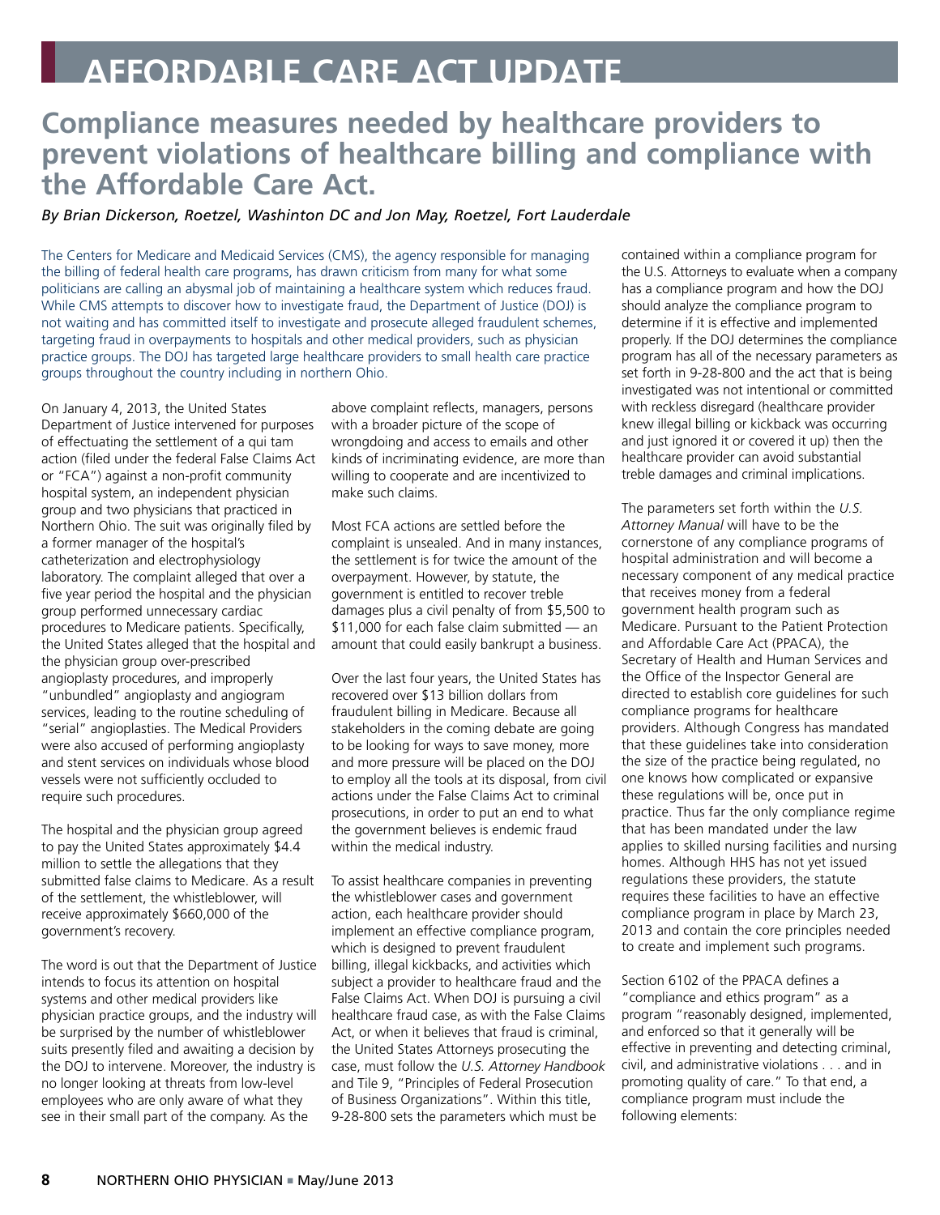# AFFORDABLE CARE ACT UPDATE

## Compliance measures needed by healthcare providers to prevent violations of healthcare billing and compliance with the Affordable Care Act.

*By Brian Dickerson, Roetzel, Washinton DC and Jon May, Roetzel, Fort Lauderdale*

The Centers for Medicare and Medicaid Services (CMS), the agency responsible for managing the billing of federal health care programs, has drawn criticism from many for what some politicians are calling an abysmal job of maintaining a healthcare system which reduces fraud. While CMS attempts to discover how to investigate fraud, the Department of Justice (DOJ) is not waiting and has committed itself to investigate and prosecute alleged fraudulent schemes, targeting fraud in overpayments to hospitals and other medical providers, such as physician practice groups. The DOJ has targeted large healthcare providers to small health care practice groups throughout the country including in northern Ohio.

On January 4, 2013, the United States Department of Justice intervened for purposes of effectuating the settlement of a qui tam action (filed under the federal False Claims Act or "FCA") against a non-profit community hospital system, an independent physician group and two physicians that practiced in Northern Ohio. The suit was originally filed by a former manager of the hospital's catheterization and electrophysiology laboratory. The complaint alleged that over a five year period the hospital and the physician group performed unnecessary cardiac procedures to Medicare patients. Specifically, the United States alleged that the hospital and the physician group over-prescribed angioplasty procedures, and improperly "unbundled" angioplasty and angiogram services, leading to the routine scheduling of "serial" angioplasties. The Medical Providers were also accused of performing angioplasty and stent services on individuals whose blood vessels were not sufficiently occluded to require such procedures.

The hospital and the physician group agreed to pay the United States approximately $4.4 million to settle the allegations that they submitted false claims to Medicare. As a result of the settlement, the whistleblower, will receive approximately $660,000 of the government's recovery.

The word is out that the Department of Justice intends to focus its attention on hospital systems and other medical providers like physician practice groups, and the industry will be surprised by the number of whistleblower suits presently filed and awaiting a decision by the DOJ to intervene. Moreover, the industry is no longer looking at threats from low-level employees who are only aware of what they see in their small part of the company. As the above complaint reflects, managers, persons with a broader picture of the scope of wrongdoing and access to emails and other kinds of incriminating evidence, are more than willing to cooperate and are incentivized to make such claims.

Most FCA actions are settled before the complaint is unsealed. And in many instances, the settlement is for twice the amount of the overpayment. However, by statute, the government is entitled to recover treble damages plus a civil penalty of from $5,500 to $11,000 for each false claim submitted — an amount that could easily bankrupt a business.

Over the last four years, the United States has recovered over $13 billion dollars from fraudulent billing in Medicare. Because all stakeholders in the coming debate are going to be looking for ways to save money, more and more pressure will be placed on the DOJ to employ all the tools at its disposal, from civil actions under the False Claims Act to criminal prosecutions, in order to put an end to what the government believes is endemic fraud within the medical industry.

To assist healthcare companies in preventing the whistleblower cases and government action, each healthcare provider should implement an effective compliance program, which is designed to prevent fraudulent billing, illegal kickbacks, and activities which subject a provider to healthcare fraud and the False Claims Act. When DOJ is pursuing a civil healthcare fraud case, as with the False Claims Act, or when it believes that fraud is criminal, the United States Attorneys prosecuting the case, must follow the *U.S. Attorney Handbook* and Tile 9, "Principles of Federal Prosecution of Business Organizations". Within this title, 9-28-800 sets the parameters which must be contained within a compliance program for the U.S. Attorneys to evaluate when a company has a compliance program and how the DOJ should analyze the compliance program to determine if it is effective and implemented properly. If the DOJ determines the compliance program has all of the necessary parameters as set forth in 9-28-800 and the act that is being investigated was not intentional or committed with reckless disregard (healthcare provider knew illegal billing or kickback was occurring and just ignored it or covered it up) then the healthcare provider can avoid substantial treble damages and criminal implications.

The parameters set forth within the *U.S. Attorney Manual* will have to be the cornerstone of any compliance programs of hospital administration and will become a necessary component of any medical practice that receives money from a federal government health program such as Medicare. Pursuant to the Patient Protection and Affordable Care Act (PPACA), the Secretary of Health and Human Services and the Office of the Inspector General are directed to establish core guidelines for such compliance programs for healthcare providers. Although Congress has mandated that these guidelines take into consideration the size of the practice being regulated, no one knows how complicated or expansive these regulations will be, once put in practice. Thus far the only compliance regime that has been mandated under the law applies to skilled nursing facilities and nursing homes. Although HHS has not yet issued regulations these providers, the statute requires these facilities to have an effective compliance program in place by March 23, 2013 and contain the core principles needed to create and implement such programs.

Section 6102 of the PPACA defines a "compliance and ethics program" as a program "reasonably designed, implemented, and enforced so that it generally will be effective in preventing and detecting criminal, civil, and administrative violations . . . and in promoting quality of care." To that end, a compliance program must include the following elements: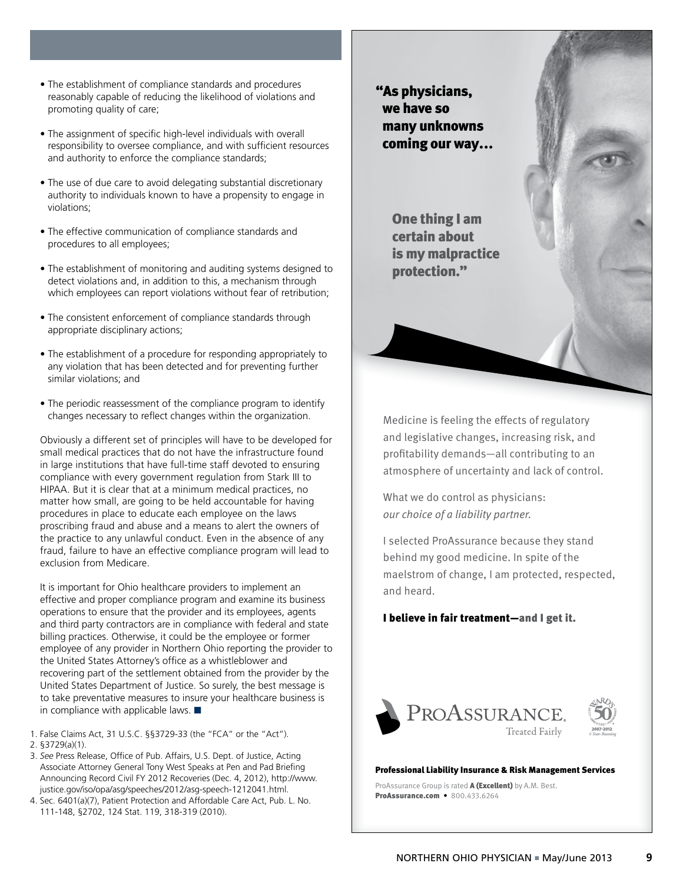- The establishment of compliance standards and procedures reasonably capable of reducing the likelihood of violations and promoting quality of care;
- The assignment of specific high-level individuals with overall responsibility to oversee compliance, and with sufficient resources and authority to enforce the compliance standards;
- The use of due care to avoid delegating substantial discretionary authority to individuals known to have a propensity to engage in violations;
- The effective communication of compliance standards and procedures to all employees;
- The establishment of monitoring and auditing systems designed to detect violations and, in addition to this, a mechanism through which employees can report violations without fear of retribution;
- The consistent enforcement of compliance standards through appropriate disciplinary actions;
- The establishment of a procedure for responding appropriately to any violation that has been detected and for preventing further similar violations; and
- The periodic reassessment of the compliance program to identify changes necessary to reflect changes within the organization.

Obviously a different set of principles will have to be developed for small medical practices that do not have the infrastructure found in large institutions that have full-time staff devoted to ensuring compliance with every government regulation from Stark III to HIPAA. But it is clear that at a minimum medical practices, no matter how small, are going to be held accountable for having procedures in place to educate each employee on the laws proscribing fraud and abuse and a means to alert the owners of the practice to any unlawful conduct. Even in the absence of any fraud, failure to have an effective compliance program will lead to exclusion from Medicare.

It is important for Ohio healthcare providers to implement an effective and proper compliance program and examine its business operations to ensure that the provider and its employees, agents and third party contractors are in compliance with federal and state billing practices. Otherwise, it could be the employee or former employee of any provider in Northern Ohio reporting the provider to the United States Attorney's office as a whistleblower and recovering part of the settlement obtained from the provider by the United States Department of Justice. So surely, the best message is to take preventative measures to insure your healthcare business is in compliance with applicable laws. ■

1. False Claims Act, 31 U.S.C. §§3729-33 (the "FCA" or the "Act").
2. §3729(a)(1).
3. *See* Press Release, Office of Pub. Affairs, U.S. Dept. of Justice, Acting Associate Attorney General Tony West Speaks at Pen and Pad Briefing Announcing Record Civil FY 2012 Recoveries (Dec. 4, 2012), http://www.justice.gov/iso/opa/asg/speeches/2012/asg-speech-1212041.html.
4. Sec. 6401(a)(7), Patient Protection and Affordable Care Act, Pub. L. No. 111-148, §2702, 124 Stat. 119, 318-319 (2010).

**"As physicians, we have so many unknowns coming our way…**

**One thing I am certain about is my malpractice protection."**

Medicine is feeling the effects of regulatory and legislative changes, increasing risk, and profitability demands—all contributing to an atmosphere of uncertainty and lack of control.

What we do control as physicians: *our choice of a liability partner.*

I selected ProAssurance because they stand behind my good medicine. In spite of the maelstrom of change, I am protected, respected, and heard.

**I believe in fair treatment—and I get it.**

PROASSURANCE. Treated Fairly

WARD'S 50 2007-2012 6 Years Running

**Professional Liability Insurance & Risk Management Services**

ProAssurance Group is rated **A (Excellent)** by A.M. Best.
**ProAssurance.com** • 800.433.6264